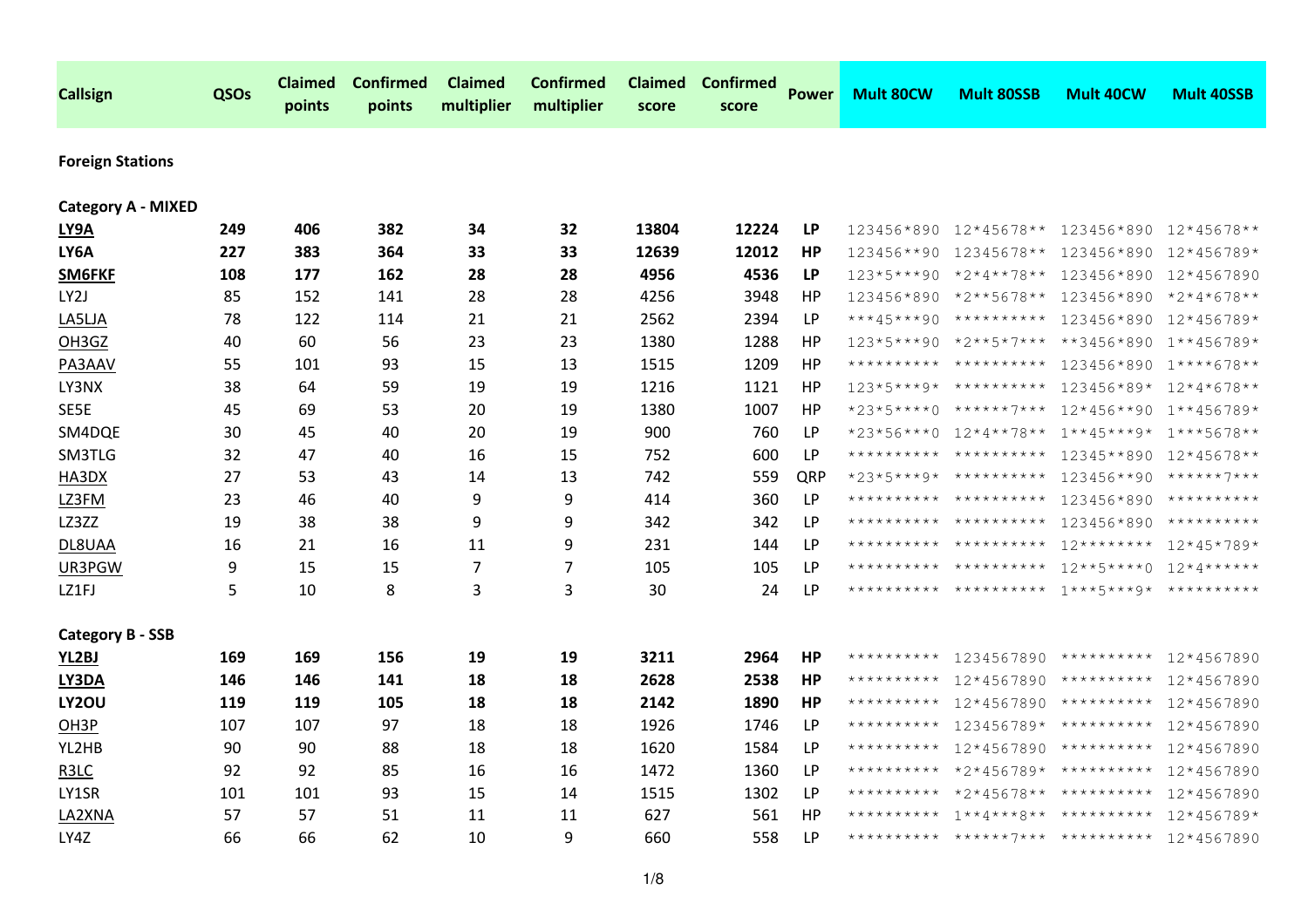| Callsign | QSOs | Claimed points | Confirmed points | Claimed multiplier | Confirmed multiplier | Claimed score | Confirmed score | Power | Mult 80CW | Mult 80SSB | Mult 40CW | Mult 40SSB |
|---|---|---|---|---|---|---|---|---|---|---|---|---|
| **Foreign Stations** | | | | | | | | | | | | |
| **Category A - MIXED** | | | | | | | | | | | | |
| **LY9A** | **249** | **406** | **382** | **34** | **32** | **13804** | **12224** | **LP** | 123456*890 | 12*45678** | 123456*890 | 12*45678** |
| **LY6A** | **227** | **383** | **364** | **33** | **33** | **12639** | **12012** | **HP** | 123456**90 | 12345678** | 123456*890 | 12*456789* |
| **SM6FKF** | **108** | **177** | **162** | **28** | **28** | **4956** | **4536** | **LP** | 123*5***90 | *2*4**78** | 123456*890 | 12*4567890 |
| LY2J | 85 | 152 | 141 | 28 | 28 | 4256 | 3948 | HP | 123456*890 | *2**5678** | 123456*890 | *2*4*678** |
| LA5LJA | 78 | 122 | 114 | 21 | 21 | 2562 | 2394 | LP | ***45***90 | ********** | 123456*890 | 12*456789* |
| OH3GZ | 40 | 60 | 56 | 23 | 23 | 1380 | 1288 | HP | 123*5***90 | *2**5*7*** | **3456*890 | 1**456789* |
| PA3AAV | 55 | 101 | 93 | 15 | 13 | 1515 | 1209 | HP | ********** | ********** | 123456*890 | 1****678** |
| LY3NX | 38 | 64 | 59 | 19 | 19 | 1216 | 1121 | HP | 123*5***9* | ********** | 123456*89* | 12*4*678** |
| SE5E | 45 | 69 | 53 | 20 | 19 | 1380 | 1007 | HP | *23*5****0 | ******7*** | 12*456**90 | 1**456789* |
| SM4DQE | 30 | 45 | 40 | 20 | 19 | 900 | 760 | LP | *23*56***0 | 12*4**78** | 1**45***9* | 1***5678** |
| SM3TLG | 32 | 47 | 40 | 16 | 15 | 752 | 600 | LP | ********** | ********** | 12345**890 | 12*45678** |
| HA3DX | 27 | 53 | 43 | 14 | 13 | 742 | 559 | QRP | *23*5***9* | ********** | 123456**90 | ******7*** |
| LZ3FM | 23 | 46 | 40 | 9 | 9 | 414 | 360 | LP | ********** | ********** | 123456*890 | ********** |
| LZ3ZZ | 19 | 38 | 38 | 9 | 9 | 342 | 342 | LP | ********** | ********** | 123456*890 | ********** |
| DL8UAA | 16 | 21 | 16 | 11 | 9 | 231 | 144 | LP | ********** | ********** | 12******** | 12*45*789* |
| UR3PGW | 9 | 15 | 15 | 7 | 7 | 105 | 105 | LP | ********** | ********** | 12**5****0 | 12*4****** |
| LZ1FJ | 5 | 10 | 8 | 3 | 3 | 30 | 24 | LP | ********** | ********** | 1***5***9* | ********** |
| **Category B - SSB** | | | | | | | | | | | | |
| **YL2BJ** | **169** | **169** | **156** | **19** | **19** | **3211** | **2964** | **HP** | ********** | 1234567890 | ********** | 12*4567890 |
| **LY3DA** | **146** | **146** | **141** | **18** | **18** | **2628** | **2538** | **HP** | ********** | 12*4567890 | ********** | 12*4567890 |
| **LY2OU** | **119** | **119** | **105** | **18** | **18** | **2142** | **1890** | **HP** | ********** | 12*4567890 | ********** | 12*4567890 |
| OH3P | 107 | 107 | 97 | 18 | 18 | 1926 | 1746 | LP | ********** | 123456789* | ********** | 12*4567890 |
| YL2HB | 90 | 90 | 88 | 18 | 18 | 1620 | 1584 | LP | ********** | 12*4567890 | ********** | 12*4567890 |
| R3LC | 92 | 92 | 85 | 16 | 16 | 1472 | 1360 | LP | ********** | *2*456789* | ********** | 12*4567890 |
| LY1SR | 101 | 101 | 93 | 15 | 14 | 1515 | 1302 | LP | ********** | *2*45678** | ********** | 12*4567890 |
| LA2XNA | 57 | 57 | 51 | 11 | 11 | 627 | 561 | HP | ********** | 1**4***8** | ********** | 12*456789* |
| LY4Z | 66 | 66 | 62 | 10 | 9 | 660 | 558 | LP | ********** | ******7*** | ********** | 12*4567890 |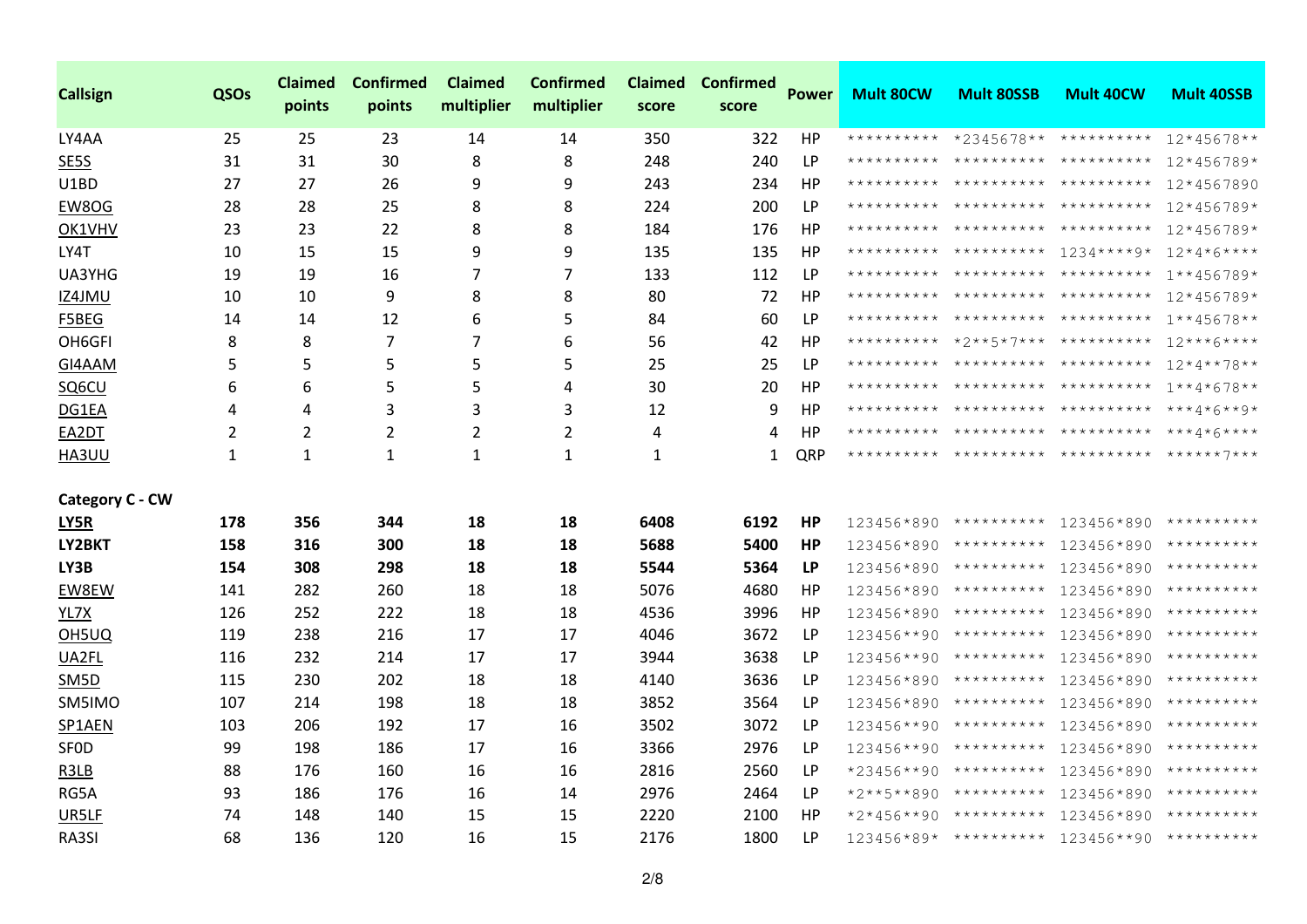| Callsign | QSOs | Claimed points | Confirmed points | Claimed multiplier | Confirmed multiplier | Claimed score | Confirmed score | Power | Mult 80CW | Mult 80SSB | Mult 40CW | Mult 40SSB |
|---|---|---|---|---|---|---|---|---|---|---|---|---|
| LY4AA | 25 | 25 | 23 | 14 | 14 | 350 | 322 | HP | ********** | *2345678** | ********** | 12*45678** |
| SE5S | 31 | 31 | 30 | 8 | 8 | 248 | 240 | LP | ********** | ********** | ********** | 12*456789* |
| U1BD | 27 | 27 | 26 | 9 | 9 | 243 | 234 | HP | ********** | ********** | ********** | 12*4567890 |
| EW8OG | 28 | 28 | 25 | 8 | 8 | 224 | 200 | LP | ********** | ********** | ********** | 12*456789* |
| OK1VHV | 23 | 23 | 22 | 8 | 8 | 184 | 176 | HP | ********** | ********** | ********** | 12*456789* |
| LY4T | 10 | 15 | 15 | 9 | 9 | 135 | 135 | HP | ********** | ********** | 1234****9* | 12*4*6**** |
| UA3YHG | 19 | 19 | 16 | 7 | 7 | 133 | 112 | LP | ********** | ********** | ********** | 1**456789* |
| IZ4JMU | 10 | 10 | 9 | 8 | 8 | 80 | 72 | HP | ********** | ********** | ********** | 12*456789* |
| F5BEG | 14 | 14 | 12 | 6 | 5 | 84 | 60 | LP | ********** | ********** | ********** | 1**45678** |
| OH6GFI | 8 | 8 | 7 | 7 | 6 | 56 | 42 | HP | ********** | *2**5*7*** | ********** | 12***6**** |
| GI4AAM | 5 | 5 | 5 | 5 | 5 | 25 | 25 | LP | ********** | ********** | ********** | 12*4**78** |
| SQ6CU | 6 | 6 | 5 | 5 | 4 | 30 | 20 | HP | ********** | ********** | ********** | 1**4*678** |
| DG1EA | 4 | 4 | 3 | 3 | 3 | 12 | 9 | HP | ********** | ********** | ********** | ***4*6**9* |
| EA2DT | 2 | 2 | 2 | 2 | 2 | 4 | 4 | HP | ********** | ********** | ********** | ***4*6**** |
| HA3UU | 1 | 1 | 1 | 1 | 1 | 1 | 1 | QRP | ********** | ********** | ********** | ******7*** |
| **Category C - CW** | | | | | | | | | | | | |
| **LY5R** | **178** | **356** | **344** | **18** | **18** | **6408** | **6192** | **HP** | 123456*890 | ********** | 123456*890 | ********** |
| **LY2BKT** | **158** | **316** | **300** | **18** | **18** | **5688** | **5400** | **HP** | 123456*890 | ********** | 123456*890 | ********** |
| **LY3B** | **154** | **308** | **298** | **18** | **18** | **5544** | **5364** | **LP** | 123456*890 | ********** | 123456*890 | ********** |
| EW8EW | 141 | 282 | 260 | 18 | 18 | 5076 | 4680 | HP | 123456*890 | ********** | 123456*890 | ********** |
| YL7X | 126 | 252 | 222 | 18 | 18 | 4536 | 3996 | HP | 123456*890 | ********** | 123456*890 | ********** |
| OH5UQ | 119 | 238 | 216 | 17 | 17 | 4046 | 3672 | LP | 123456**90 | ********** | 123456*890 | ********** |
| UA2FL | 116 | 232 | 214 | 17 | 17 | 3944 | 3638 | LP | 123456**90 | ********** | 123456*890 | ********** |
| SM5D | 115 | 230 | 202 | 18 | 18 | 4140 | 3636 | LP | 123456*890 | ********** | 123456*890 | ********** |
| SM5IMO | 107 | 214 | 198 | 18 | 18 | 3852 | 3564 | LP | 123456*890 | ********** | 123456*890 | ********** |
| SP1AEN | 103 | 206 | 192 | 17 | 16 | 3502 | 3072 | LP | 123456**90 | ********** | 123456*890 | ********** |
| SF0D | 99 | 198 | 186 | 17 | 16 | 3366 | 2976 | LP | 123456**90 | ********** | 123456*890 | ********** |
| R3LB | 88 | 176 | 160 | 16 | 16 | 2816 | 2560 | LP | *23456**90 | ********** | 123456*890 | ********** |
| RG5A | 93 | 186 | 176 | 16 | 14 | 2976 | 2464 | LP | *2**5**890 | ********** | 123456*890 | ********** |
| UR5LF | 74 | 148 | 140 | 15 | 15 | 2220 | 2100 | HP | *2*456**90 | ********** | 123456*890 | ********** |
| RA3SI | 68 | 136 | 120 | 16 | 15 | 2176 | 1800 | LP | 123456*89* | ********** | 123456**90 | ********** |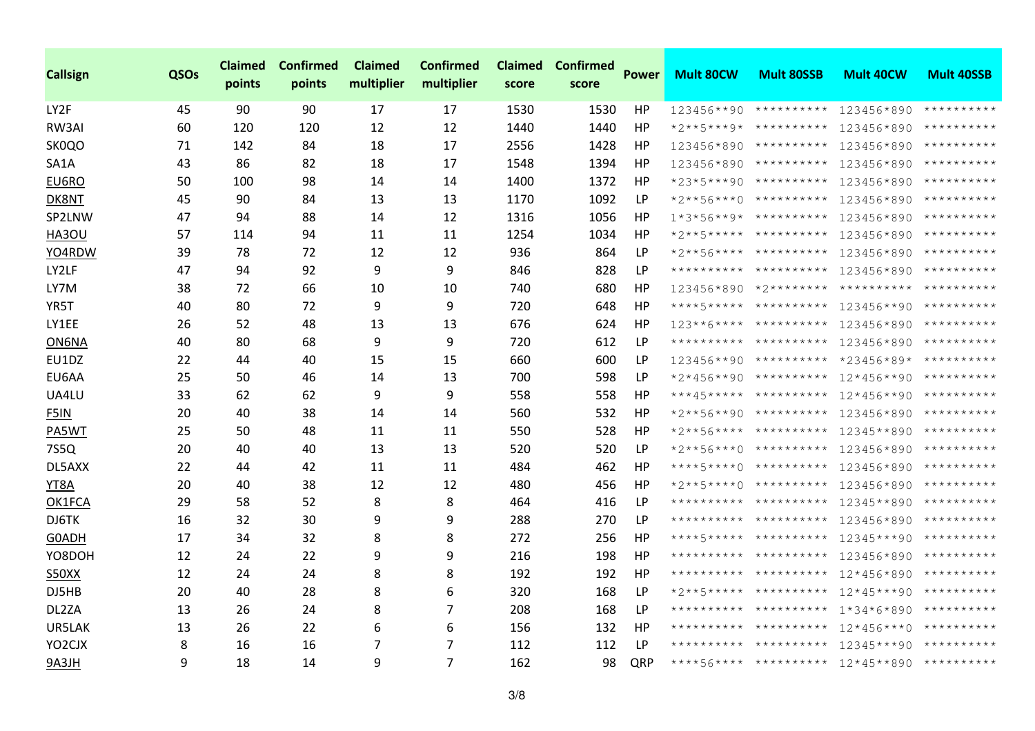| Callsign | QSOs | Claimed points | Confirmed points | Claimed multiplier | Confirmed multiplier | Claimed score | Confirmed score | Power | Mult 80CW | Mult 80SSB | Mult 40CW | Mult 40SSB |
|---|---|---|---|---|---|---|---|---|---|---|---|---|
| LY2F | 45 | 90 | 90 | 17 | 17 | 1530 | 1530 | HP | 123456**90 | ********** | 123456*890 | ********** |
| RW3AI | 60 | 120 | 120 | 12 | 12 | 1440 | 1440 | HP | *2**5***9* | ********** | 123456*890 | ********** |
| SK0QO | 71 | 142 | 84 | 18 | 17 | 2556 | 1428 | HP | 123456*890 | ********** | 123456*890 | ********** |
| SA1A | 43 | 86 | 82 | 18 | 17 | 1548 | 1394 | HP | 123456*890 | ********** | 123456*890 | ********** |
| EU6RO | 50 | 100 | 98 | 14 | 14 | 1400 | 1372 | HP | *23*5***90 | ********** | 123456*890 | ********** |
| DK8NT | 45 | 90 | 84 | 13 | 13 | 1170 | 1092 | LP | *2**56***0 | ********** | 123456*890 | ********** |
| SP2LNW | 47 | 94 | 88 | 14 | 12 | 1316 | 1056 | HP | 1*3*56**9* | ********** | 123456*890 | ********** |
| HA3OU | 57 | 114 | 94 | 11 | 11 | 1254 | 1034 | HP | *2**5***** | ********** | 123456*890 | ********** |
| YO4RDW | 39 | 78 | 72 | 12 | 12 | 936 | 864 | LP | *2**56**** | ********** | 123456*890 | ********** |
| LY2LF | 47 | 94 | 92 | 9 | 9 | 846 | 828 | LP | ********** | ********** | 123456*890 | ********** |
| LY7M | 38 | 72 | 66 | 10 | 10 | 740 | 680 | HP | 123456*890 | *2******** | ********** | ********** |
| YR5T | 40 | 80 | 72 | 9 | 9 | 720 | 648 | HP | ****5***** | ********** | 123456**90 | ********** |
| LY1EE | 26 | 52 | 48 | 13 | 13 | 676 | 624 | HP | 123**6**** | ********** | 123456*890 | ********** |
| ON6NA | 40 | 80 | 68 | 9 | 9 | 720 | 612 | LP | ********** | ********** | 123456*890 | ********** |
| EU1DZ | 22 | 44 | 40 | 15 | 15 | 660 | 600 | LP | 123456**90 | ********** | *23456*89* | ********** |
| EU6AA | 25 | 50 | 46 | 14 | 13 | 700 | 598 | LP | *2*456**90 | ********** | 12*456**90 | ********** |
| UA4LU | 33 | 62 | 62 | 9 | 9 | 558 | 558 | HP | ***45***** | ********** | 12*456**90 | ********** |
| F5IN | 20 | 40 | 38 | 14 | 14 | 560 | 532 | HP | *2**56**90 | ********** | 123456*890 | ********** |
| PA5WT | 25 | 50 | 48 | 11 | 11 | 550 | 528 | HP | *2**56**** | ********** | 12345**890 | ********** |
| 7S5Q | 20 | 40 | 40 | 13 | 13 | 520 | 520 | LP | *2**56***0 | ********** | 123456*890 | ********** |
| DL5AXX | 22 | 44 | 42 | 11 | 11 | 484 | 462 | HP | ****5****0 | ********** | 123456*890 | ********** |
| YT8A | 20 | 40 | 38 | 12 | 12 | 480 | 456 | HP | *2**5****0 | ********** | 123456*890 | ********** |
| OK1FCA | 29 | 58 | 52 | 8 | 8 | 464 | 416 | LP | ********** | ********** | 12345**890 | ********** |
| DJ6TK | 16 | 32 | 30 | 9 | 9 | 288 | 270 | LP | ********** | ********** | 123456*890 | ********** |
| G0ADH | 17 | 34 | 32 | 8 | 8 | 272 | 256 | HP | ****5***** | ********** | 12345***90 | ********** |
| YO8DOH | 12 | 24 | 22 | 9 | 9 | 216 | 198 | HP | ********** | ********** | 123456*890 | ********** |
| S50XX | 12 | 24 | 24 | 8 | 8 | 192 | 192 | HP | ********** | ********** | 12*456*890 | ********** |
| DJ5HB | 20 | 40 | 28 | 8 | 6 | 320 | 168 | LP | *2**5***** | ********** | 12*45***90 | ********** |
| DL2ZA | 13 | 26 | 24 | 8 | 7 | 208 | 168 | LP | ********** | ********** | 1*34*6*890 | ********** |
| UR5LAK | 13 | 26 | 22 | 6 | 6 | 156 | 132 | HP | ********** | ********** | 12*456***0 | ********** |
| YO2CJX | 8 | 16 | 16 | 7 | 7 | 112 | 112 | LP | ********** | ********** | 12345***90 | ********** |
| 9A3JH | 9 | 18 | 14 | 9 | 7 | 162 | 98 | QRP | ****56**** | ********** | 12*45**890 | ********** |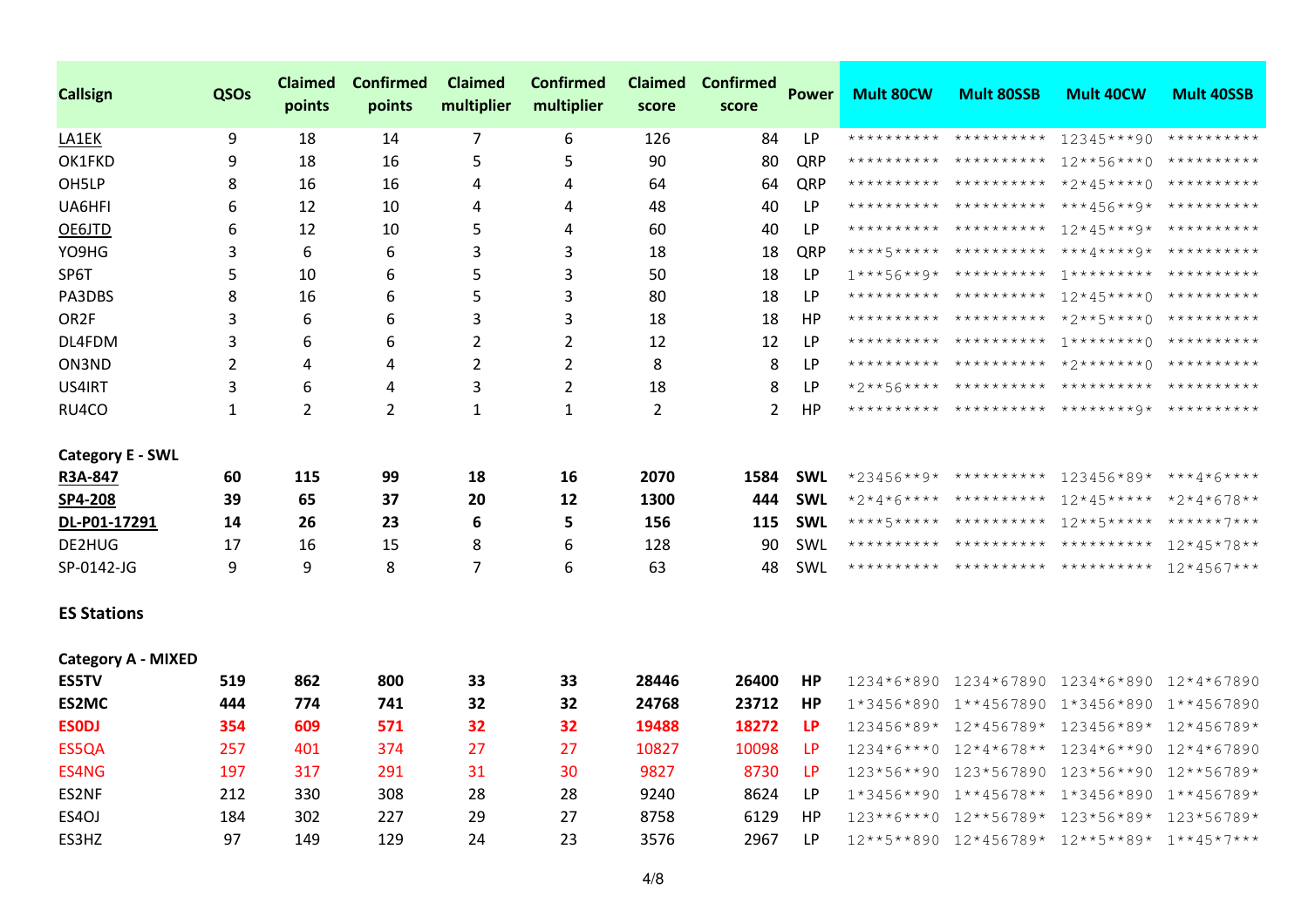| Callsign | QSOs | Claimed points | Confirmed points | Claimed multiplier | Confirmed multiplier | Claimed score | Confirmed score | Power | Mult 80CW | Mult 80SSB | Mult 40CW | Mult 40SSB |
|---|---|---|---|---|---|---|---|---|---|---|---|---|
| LA1EK | 9 | 18 | 14 | 7 | 6 | 126 | 84 | LP | ********** | ********** | 12345***90 | ********** |
| OK1FKD | 9 | 18 | 16 | 5 | 5 | 90 | 80 | QRP | ********** | ********** | 12**56***0 | ********** |
| OH5LP | 8 | 16 | 16 | 4 | 4 | 64 | 64 | QRP | ********** | ********** | *2*45****0 | ********** |
| UA6HFI | 6 | 12 | 10 | 4 | 4 | 48 | 40 | LP | ********** | ********** | ***456**9* | ********** |
| OE6JTD | 6 | 12 | 10 | 5 | 4 | 60 | 40 | LP | ********** | ********** | 12*45***9* | ********** |
| YO9HG | 3 | 6 | 6 | 3 | 3 | 18 | 18 | QRP | ****5***** | ********** | ***4****9* | ********** |
| SP6T | 5 | 10 | 6 | 5 | 3 | 50 | 18 | LP | 1***56**9* | ********** | 1********* | ********** |
| PA3DBS | 8 | 16 | 6 | 5 | 3 | 80 | 18 | LP | ********** | ********** | 12*45****0 | ********** |
| OR2F | 3 | 6 | 6 | 3 | 3 | 18 | 18 | HP | ********** | ********** | *2**5****0 | ********** |
| DL4FDM | 3 | 6 | 6 | 2 | 2 | 12 | 12 | LP | ********** | ********** | 1********0 | ********** |
| ON3ND | 2 | 4 | 4 | 2 | 2 | 8 | 8 | LP | ********** | ********** | *2*******0 | ********** |
| US4IRT | 3 | 6 | 4 | 3 | 2 | 18 | 8 | LP | *2**56**** | ********** | ********** | ********** |
| RU4CO | 1 | 2 | 2 | 1 | 1 | 2 | 2 | HP | ********** | ********** | ********9* | ********** |
| **Category E - SWL** | | | | | | | | | | | | |
| **R3A-847** | **60** | **115** | **99** | **18** | **16** | **2070** | **1584** | **SWL** | *23456**9* | ********** | 123456*89* | ***4*6**** |
| **SP4-208** | **39** | **65** | **37** | **20** | **12** | **1300** | **444** | **SWL** | *2*4*6**** | ********** | 12*45***** | *2*4*678** |
| **DL-P01-17291** | **14** | **26** | **23** | **6** | **5** | **156** | **115** | **SWL** | ****5***** | ********** | 12**5***** | ******7*** |
| DE2HUG | 17 | 16 | 15 | 8 | 6 | 128 | 90 | SWL | ********** | ********** | ********** | 12*45*78** |
| SP-0142-JG | 9 | 9 | 8 | 7 | 6 | 63 | 48 | SWL | ********** | ********** | ********** | 12*4567*** |

**ES Stations**

| Callsign | QSOs | Claimed points | Confirmed points | Claimed multiplier | Confirmed multiplier | Claimed score | Confirmed score | Power | Mult 80CW | Mult 80SSB | Mult 40CW | Mult 40SSB |
|---|---|---|---|---|---|---|---|---|---|---|---|---|
| **Category A - MIXED** | | | | | | | | | | | | |
| **ES5TV** | **519** | **862** | **800** | **33** | **33** | **28446** | **26400** | **HP** | 1234*6*890 | 1234*67890 | 1234*6*890 | 12*4*67890 |
| **ES2MC** | **444** | **774** | **741** | **32** | **32** | **24768** | **23712** | **HP** | 1*3456*890 | 1**4567890 | 1*3456*890 | 1**4567890 |
| **ES0DJ** | **354** | **609** | **571** | **32** | **32** | **19488** | **18272** | **LP** | 123456*89* | 12*456789* | 123456*89* | 12*456789* |
| ES5QA | 257 | 401 | 374 | 27 | 27 | 10827 | 10098 | LP | 1234*6***0 | 12*4*678** | 1234*6**90 | 12*4*67890 |
| ES4NG | 197 | 317 | 291 | 31 | 30 | 9827 | 8730 | LP | 123*56**90 | 123*567890 | 123*56**90 | 12**56789* |
| ES2NF | 212 | 330 | 308 | 28 | 28 | 9240 | 8624 | LP | 1*3456**90 | 1**45678** | 1*3456*890 | 1**456789* |
| ES4OJ | 184 | 302 | 227 | 29 | 27 | 8758 | 6129 | HP | 123**6***0 | 12**56789* | 123*56*89* | 123*56789* |
| ES3HZ | 97 | 149 | 129 | 24 | 23 | 3576 | 2967 | LP | 12**5**890 | 12*456789* | 12**5**89* | 1**45*7*** |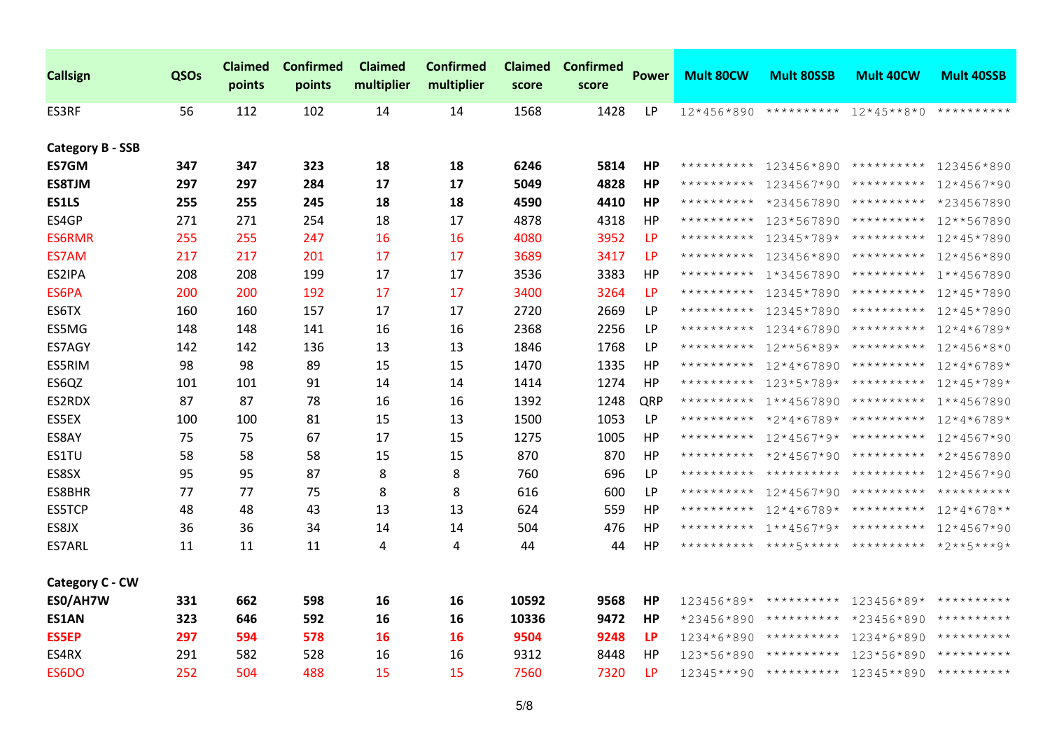| Callsign | QSOs | Claimed points | Confirmed points | Claimed multiplier | Confirmed multiplier | Claimed score | Confirmed score | Power | Mult 80CW | Mult 80SSB | Mult 40CW | Mult 40SSB |
|---|---|---|---|---|---|---|---|---|---|---|---|---|
| ES3RF | 56 | 112 | 102 | 14 | 14 | 1568 | 1428 | LP | 12*456*890 | ********** | 12*45**8*0 | ********** |
| **Category B - SSB** | | | | | | | | | | | | |
| **ES7GM** | **347** | **347** | **323** | **18** | **18** | **6246** | **5814** | **HP** | ********** | 123456*890 | ********** | 123456*890 |
| **ES8TJM** | **297** | **297** | **284** | **17** | **17** | **5049** | **4828** | **HP** | ********** | 1234567*90 | ********** | 12*4567*90 |
| **ES1LS** | **255** | **255** | **245** | **18** | **18** | **4590** | **4410** | **HP** | ********** | *234567890 | ********** | *234567890 |
| ES4GP | 271 | 271 | 254 | 18 | 17 | 4878 | 4318 | HP | ********** | 123*567890 | ********** | 12**567890 |
| ES6RMR | 255 | 255 | 247 | 16 | 16 | 4080 | 3952 | LP | ********** | 12345*789* | ********** | 12*45*7890 |
| ES7AM | 217 | 217 | 201 | 17 | 17 | 3689 | 3417 | LP | ********** | 123456*890 | ********** | 12*456*890 |
| ES2IPA | 208 | 208 | 199 | 17 | 17 | 3536 | 3383 | HP | ********** | 1*34567890 | ********** | 1**4567890 |
| ES6PA | 200 | 200 | 192 | 17 | 17 | 3400 | 3264 | LP | ********** | 12345*7890 | ********** | 12*45*7890 |
| ES6TX | 160 | 160 | 157 | 17 | 17 | 2720 | 2669 | LP | ********** | 12345*7890 | ********** | 12*45*7890 |
| ES5MG | 148 | 148 | 141 | 16 | 16 | 2368 | 2256 | LP | ********** | 1234*67890 | ********** | 12*4*6789* |
| ES7AGY | 142 | 142 | 136 | 13 | 13 | 1846 | 1768 | LP | ********** | 12**56*89* | ********** | 12*456*8*0 |
| ES5RIM | 98 | 98 | 89 | 15 | 15 | 1470 | 1335 | HP | ********** | 12*4*67890 | ********** | 12*4*6789* |
| ES6QZ | 101 | 101 | 91 | 14 | 14 | 1414 | 1274 | HP | ********** | 123*5*789* | ********** | 12*45*789* |
| ES2RDX | 87 | 87 | 78 | 16 | 16 | 1392 | 1248 | QRP | ********** | 1**4567890 | ********** | 1**4567890 |
| ES5EX | 100 | 100 | 81 | 15 | 13 | 1500 | 1053 | LP | ********** | *2*4*6789* | ********** | 12*4*6789* |
| ES8AY | 75 | 75 | 67 | 17 | 15 | 1275 | 1005 | HP | ********** | 12*4567*9* | ********** | 12*4567*90 |
| ES1TU | 58 | 58 | 58 | 15 | 15 | 870 | 870 | HP | ********** | *2*4567*90 | ********** | *2*4567890 |
| ES8SX | 95 | 95 | 87 | 8 | 8 | 760 | 696 | LP | ********** | ********** | ********** | 12*4567*90 |
| ES8BHR | 77 | 77 | 75 | 8 | 8 | 616 | 600 | LP | ********** | 12*4567*90 | ********** | ********** |
| ES5TCP | 48 | 48 | 43 | 13 | 13 | 624 | 559 | HP | ********** | 12*4*6789* | ********** | 12*4*678** |
| ES8JX | 36 | 36 | 34 | 14 | 14 | 504 | 476 | HP | ********** | 1**4567*9* | ********** | 12*4567*90 |
| ES7ARL | 11 | 11 | 11 | 4 | 4 | 44 | 44 | HP | ********** | ****5***** | ********** | *2**5***9* |
| **Category C - CW** | | | | | | | | | | | | |
| **ES0/AH7W** | **331** | **662** | **598** | **16** | **16** | **10592** | **9568** | **HP** | 123456*89* | ********** | 123456*89* | ********** |
| **ES1AN** | **323** | **646** | **592** | **16** | **16** | **10336** | **9472** | **HP** | *23456*890 | ********** | *23456*890 | ********** |
| **ES5EP** | **297** | **594** | **578** | **16** | **16** | **9504** | **9248** | **LP** | 1234*6*890 | ********** | 1234*6*890 | ********** |
| ES4RX | 291 | 582 | 528 | 16 | 16 | 9312 | 8448 | HP | 123*56*890 | ********** | 123*56*890 | ********** |
| ES6DO | 252 | 504 | 488 | 15 | 15 | 7560 | 7320 | LP | 12345***90 | ********** | 12345**890 | ********** |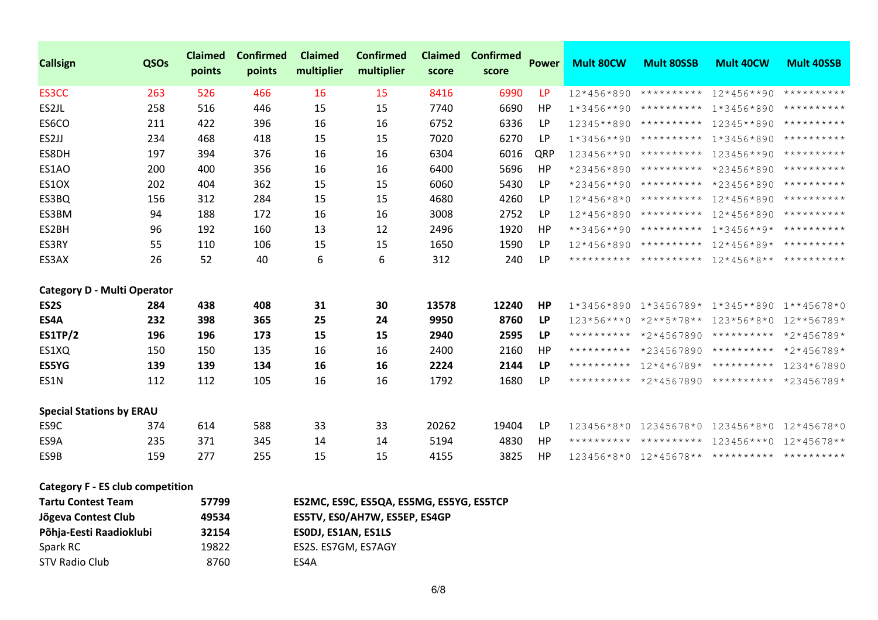| Callsign | QSOs | Claimed points | Confirmed points | Claimed multiplier | Confirmed multiplier | Claimed score | Confirmed score | Power | Mult 80CW | Mult 80SSB | Mult 40CW | Mult 40SSB |
|---|---|---|---|---|---|---|---|---|---|---|---|---|
| ES3CC | 263 | 526 | 466 | 16 | 15 | 8416 | 6990 | LP | 12*456*890 | ********** | 12*456**90 | ********** |
| ES2JL | 258 | 516 | 446 | 15 | 15 | 7740 | 6690 | HP | 1*3456**90 | ********** | 1*3456*890 | ********** |
| ES6CO | 211 | 422 | 396 | 16 | 16 | 6752 | 6336 | LP | 12345**890 | ********** | 12345**890 | ********** |
| ES2JJ | 234 | 468 | 418 | 15 | 15 | 7020 | 6270 | LP | 1*3456**90 | ********** | 1*3456*890 | ********** |
| ES8DH | 197 | 394 | 376 | 16 | 16 | 6304 | 6016 | QRP | 123456**90 | ********** | 123456**90 | ********** |
| ES1AO | 200 | 400 | 356 | 16 | 16 | 6400 | 5696 | HP | *23456*890 | ********** | *23456*890 | ********** |
| ES1OX | 202 | 404 | 362 | 15 | 15 | 6060 | 5430 | LP | *23456**90 | ********** | *23456*890 | ********** |
| ES3BQ | 156 | 312 | 284 | 15 | 15 | 4680 | 4260 | LP | 12*456*8*0 | ********** | 12*456*890 | ********** |
| ES3BM | 94 | 188 | 172 | 16 | 16 | 3008 | 2752 | LP | 12*456*890 | ********** | 12*456*890 | ********** |
| ES2BH | 96 | 192 | 160 | 13 | 12 | 2496 | 1920 | HP | **3456**90 | ********** | 1*3456**9* | ********** |
| ES3RY | 55 | 110 | 106 | 15 | 15 | 1650 | 1590 | LP | 12*456*890 | ********** | 12*456*89* | ********** |
| ES3AX | 26 | 52 | 40 | 6 | 6 | 312 | 240 | LP | ********** | ********** | 12*456*8** | ********** |
| **Category D - Multi Operator** | | | | | | | | | | | | |
| **ES2S** | **284** | **438** | **408** | **31** | **30** | **13578** | **12240** | **HP** | 1*3456*890 | 1*3456789* | 1*345**890 | 1**45678*0 |
| **ES4A** | **232** | **398** | **365** | **25** | **24** | **9950** | **8760** | **LP** | 123*56***0 | *2**5*78** | 123*56*8*0 | 12**56789* |
| **ES1TP/2** | **196** | **196** | **173** | **15** | **15** | **2940** | **2595** | **LP** | ********** | *2*4567890 | ********** | *2*456789* |
| ES1XQ | 150 | 150 | 135 | 16 | 16 | 2400 | 2160 | HP | ********** | *234567890 | ********** | *2*456789* |
| **ES5YG** | **139** | **139** | **134** | **16** | **16** | **2224** | **2144** | **LP** | ********** | 12*4*6789* | ********** | 1234*67890 |
| ES1N | 112 | 112 | 105 | 16 | 16 | 1792 | 1680 | LP | ********** | *2*4567890 | ********** | *23456789* |
| **Special Stations by ERAU** | | | | | | | | | | | | |
| ES9C | 374 | 614 | 588 | 33 | 33 | 20262 | 19404 | LP | 123456*8*0 | 12345678*0 | 123456*8*0 | 12*45678*0 |
| ES9A | 235 | 371 | 345 | 14 | 14 | 5194 | 4830 | HP | ********** | ********** | 123456***0 | 12*45678** |
| ES9B | 159 | 277 | 255 | 15 | 15 | 4155 | 3825 | HP | 123456*8*0 | 12*45678** | ********** | ********** |

**Category F - ES club competition**

| Club | Score | Members |
|---|---|---|
| **Tartu Contest Team** | **57799** | **ES2MC, ES9C, ES5QA, ES5MG, ES5YG, ES5TCP** |
| **Jõgeva Contest Club** | **49534** | **ES5TV, ES0/AH7W, ES5EP, ES4GP** |
| **Põhja-Eesti Raadioklubi** | **32154** | **ES0DJ, ES1AN, ES1LS** |
| Spark RC | 19822 | ES2S. ES7GM, ES7AGY |
| STV Radio Club | 8760 | ES4A |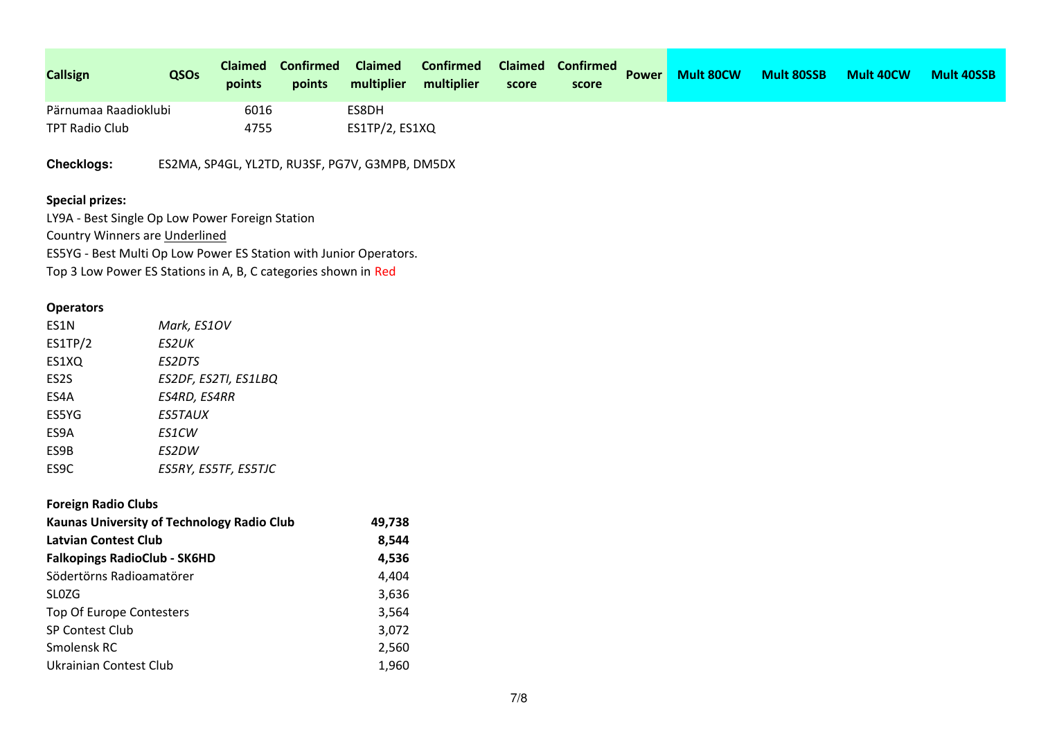| Callsign | QSOs | Claimed points | Confirmed points | Claimed multiplier | Confirmed multiplier | Claimed score | Confirmed score | Power | Mult 80CW | Mult 80SSB | Mult 40CW | Mult 40SSB |
|---|---|---|---|---|---|---|---|---|---|---|---|---|
| Pärnumaa Raadioklubi | | 6016 | | ES8DH | | | | | | | | |
| TPT Radio Club | | 4755 | | ES1TP/2, ES1XQ | | | | | | | | |

**Checklogs:** ES2MA, SP4GL, YL2TD, RU3SF, PG7V, G3MPB, DM5DX

**Special prizes:**

LY9A - Best Single Op Low Power Foreign Station

Country Winners are Underlined

ES5YG - Best Multi Op Low Power ES Station with Junior Operators.

Top 3 Low Power ES Stations in A, B, C categories shown in Red

**Operators**

| | |
|---|---|
| ES1N | *Mark, ES1OV* |
| ES1TP/2 | *ES2UK* |
| ES1XQ | *ES2DTS* |
| ES2S | *ES2DF, ES2TI, ES1LBQ* |
| ES4A | *ES4RD, ES4RR* |
| ES5YG | *ES5TAUX* |
| ES9A | *ES1CW* |
| ES9B | *ES2DW* |
| ES9C | *ES5RY, ES5TF, ES5TJC* |

**Foreign Radio Clubs**

| | |
|---|---|
| **Kaunas University of Technology Radio Club** | **49,738** |
| **Latvian Contest Club** | **8,544** |
| **Falkopings RadioClub - SK6HD** | **4,536** |
| Södertörns Radioamatörer | 4,404 |
| SL0ZG | 3,636 |
| Top Of Europe Contesters | 3,564 |
| SP Contest Club | 3,072 |
| Smolensk RC | 2,560 |
| Ukrainian Contest Club | 1,960 |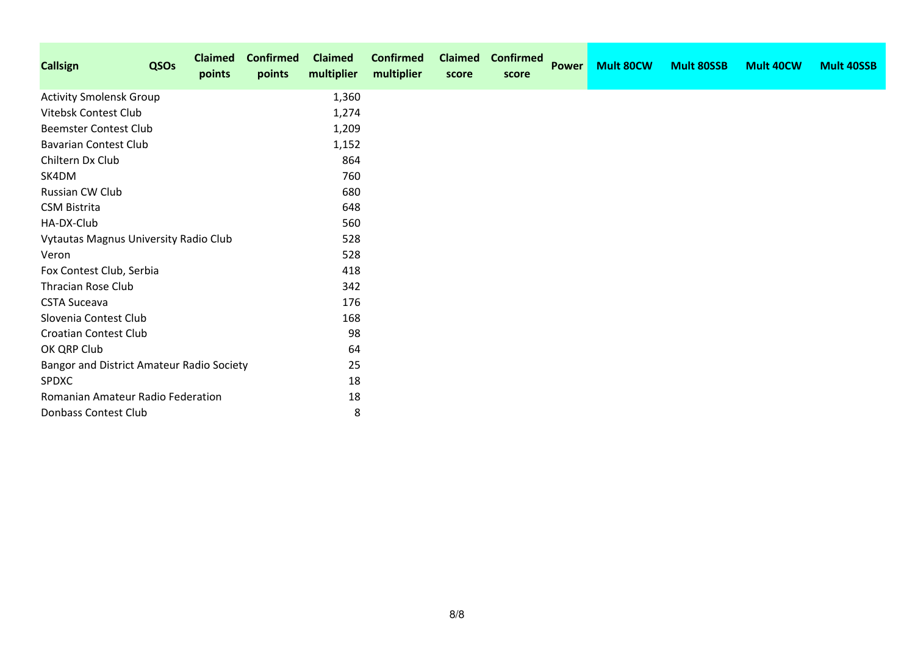| Callsign | QSOs | Claimed points | Confirmed points | Claimed multiplier | Confirmed multiplier | Claimed score | Confirmed score | Power | Mult 80CW | Mult 80SSB | Mult 40CW | Mult 40SSB |
|---|---|---|---|---|---|---|---|---|---|---|---|---|
| Activity Smolensk Group | | | | 1,360 | | | | | | | | |
| Vitebsk Contest Club | | | | 1,274 | | | | | | | | |
| Beemster Contest Club | | | | 1,209 | | | | | | | | |
| Bavarian Contest Club | | | | 1,152 | | | | | | | | |
| Chiltern Dx Club | | | | 864 | | | | | | | | |
| SK4DM | | | | 760 | | | | | | | | |
| Russian CW Club | | | | 680 | | | | | | | | |
| CSM Bistrita | | | | 648 | | | | | | | | |
| HA-DX-Club | | | | 560 | | | | | | | | |
| Vytautas Magnus University Radio Club | | | | 528 | | | | | | | | |
| Veron | | | | 528 | | | | | | | | |
| Fox Contest Club, Serbia | | | | 418 | | | | | | | | |
| Thracian Rose Club | | | | 342 | | | | | | | | |
| CSTA Suceava | | | | 176 | | | | | | | | |
| Slovenia Contest Club | | | | 168 | | | | | | | | |
| Croatian Contest Club | | | | 98 | | | | | | | | |
| OK QRP Club | | | | 64 | | | | | | | | |
| Bangor and District Amateur Radio Society | | | | 25 | | | | | | | | |
| SPDXC | | | | 18 | | | | | | | | |
| Romanian Amateur Radio Federation | | | | 18 | | | | | | | | |
| Donbass Contest Club | | | | 8 | | | | | | | | |